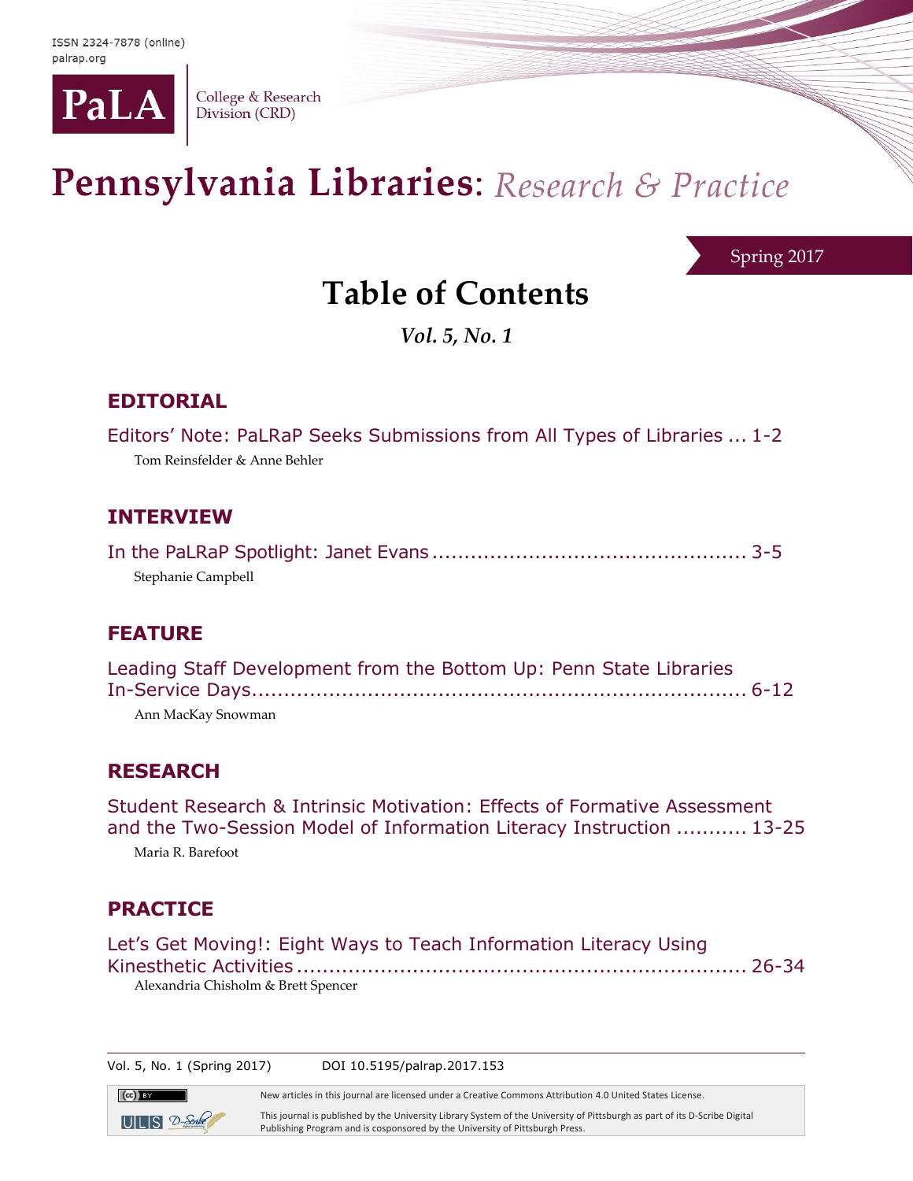ISSN 2324-7878 (online)
palrap.org

PaLA College & Research Division (CRD)

# Pennsylvania Libraries: *Research & Practice*

Spring 2017

## Table of Contents

***Vol. 5, No. 1***

### EDITORIAL

Editors' Note: PaLRaP Seeks Submissions from All Types of Libraries ... 1-2
Tom Reinsfelder & Anne Behler

### INTERVIEW

In the PaLRaP Spotlight: Janet Evans ................................................ 3-5
Stephanie Campbell

### FEATURE

Leading Staff Development from the Bottom Up: Penn State Libraries In-Service Days........................................................................ 6-12
Ann MacKay Snowman

### RESEARCH

Student Research & Intrinsic Motivation: Effects of Formative Assessment and the Two-Session Model of Information Literacy Instruction ........... 13-25
Maria R. Barefoot

### PRACTICE

Let's Get Moving!: Eight Ways to Teach Information Literacy Using Kinesthetic Activities .................................................................... 26-34
Alexandria Chisholm & Brett Spencer

Vol. 5, No. 1 (Spring 2017) DOI 10.5195/palrap.2017.153

New articles in this journal are licensed under a Creative Commons Attribution 4.0 United States License.

This journal is published by the University Library System of the University of Pittsburgh as part of its D-Scribe Digital Publishing Program and is cosponsored by the University of Pittsburgh Press.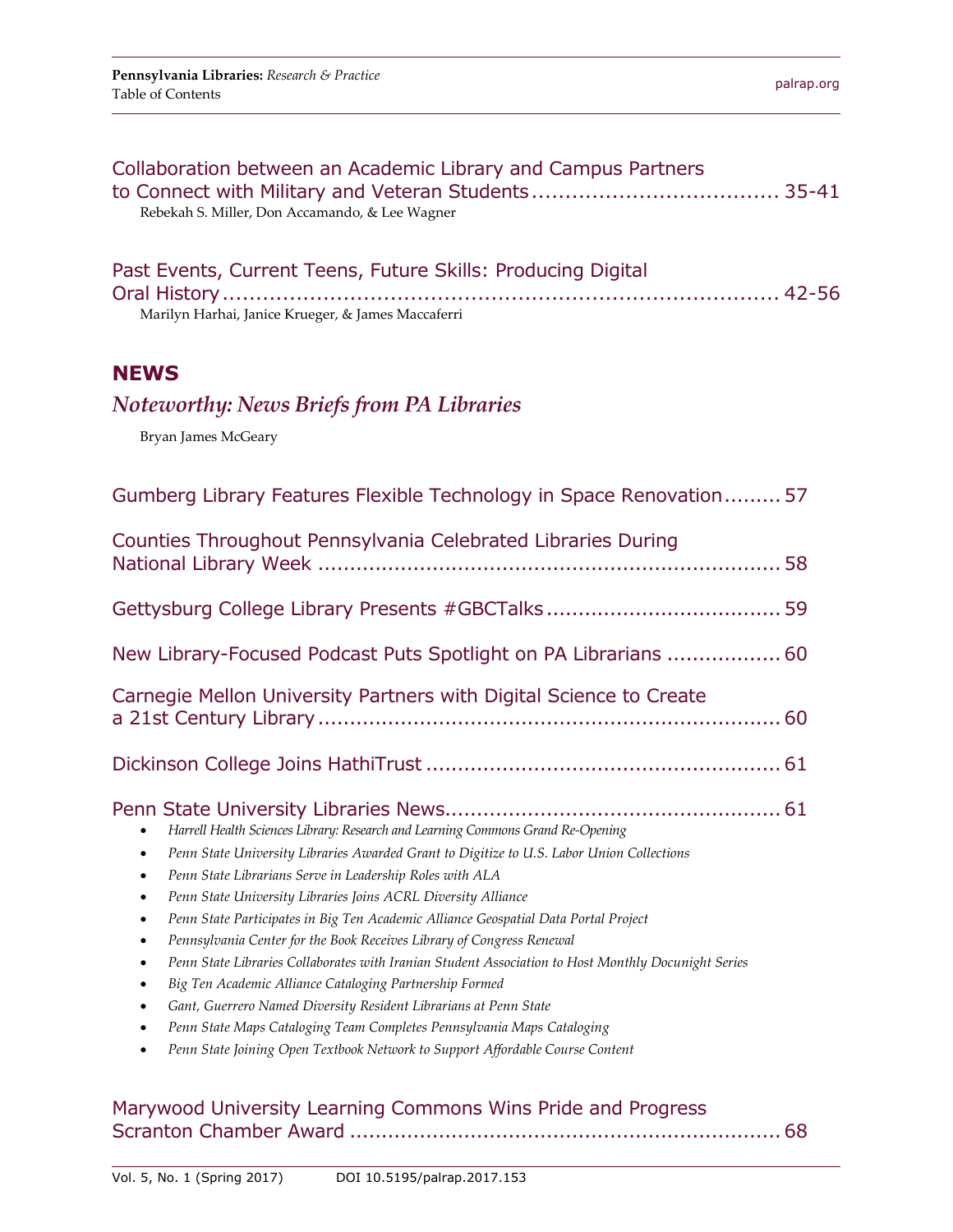Collaboration between an Academic Library and Campus Partners to Connect with Military and Veteran Students ..................................... 35-41

Rebekah S. Miller, Don Accamando, & Lee Wagner

Past Events, Current Teens, Future Skills: Producing Digital Oral History ........................................................................... 42-56

Marilyn Harhai, Janice Krueger, & James Maccaferri

## NEWS

### *Noteworthy: News Briefs from PA Libraries*

Bryan James McGeary

Gumberg Library Features Flexible Technology in Space Renovation ......... 57

Counties Throughout Pennsylvania Celebrated Libraries During National Library Week ........................................................................ 58

Gettysburg College Library Presents #GBCTalks ..................................... 59

New Library-Focused Podcast Puts Spotlight on PA Librarians .................. 60

Carnegie Mellon University Partners with Digital Science to Create a 21st Century Library ........................................................................ 60

Dickinson College Joins HathiTrust ........................................................ 61

Penn State University Libraries News..................................................... 61

- *Harrell Health Sciences Library: Research and Learning Commons Grand Re-Opening*
- *Penn State University Libraries Awarded Grant to Digitize to U.S. Labor Union Collections*
- *Penn State Librarians Serve in Leadership Roles with ALA*
- *Penn State University Libraries Joins ACRL Diversity Alliance*
- *Penn State Participates in Big Ten Academic Alliance Geospatial Data Portal Project*
- *Pennsylvania Center for the Book Receives Library of Congress Renewal*
- *Penn State Libraries Collaborates with Iranian Student Association to Host Monthly Docunight Series*
- *Big Ten Academic Alliance Cataloging Partnership Formed*
- *Gant, Guerrero Named Diversity Resident Librarians at Penn State*
- *Penn State Maps Cataloging Team Completes Pennsylvania Maps Cataloging*
- *Penn State Joining Open Textbook Network to Support Affordable Course Content*

Marywood University Learning Commons Wins Pride and Progress Scranton Chamber Award .................................................................. 68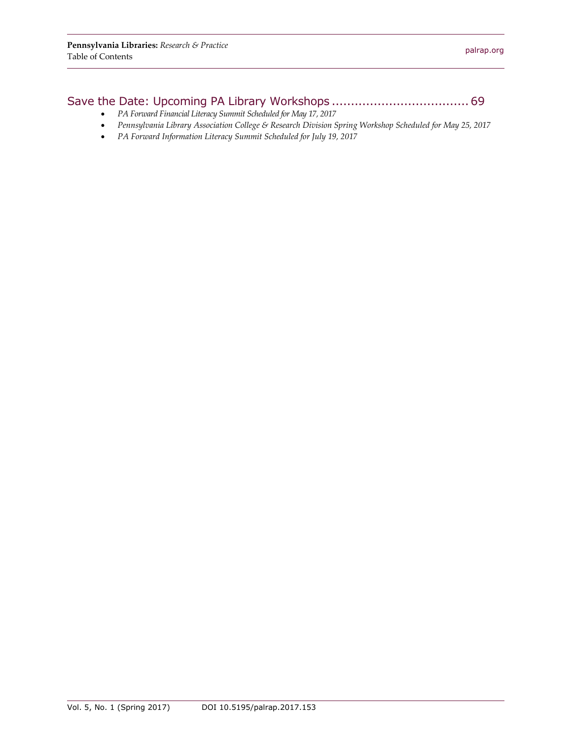## Save the Date: Upcoming PA Library Workshops .................................... 69

- *PA Forward Financial Literacy Summit Scheduled for May 17, 2017*
- *Pennsylvania Library Association College & Research Division Spring Workshop Scheduled for May 25, 2017*
- *PA Forward Information Literacy Summit Scheduled for July 19, 2017*